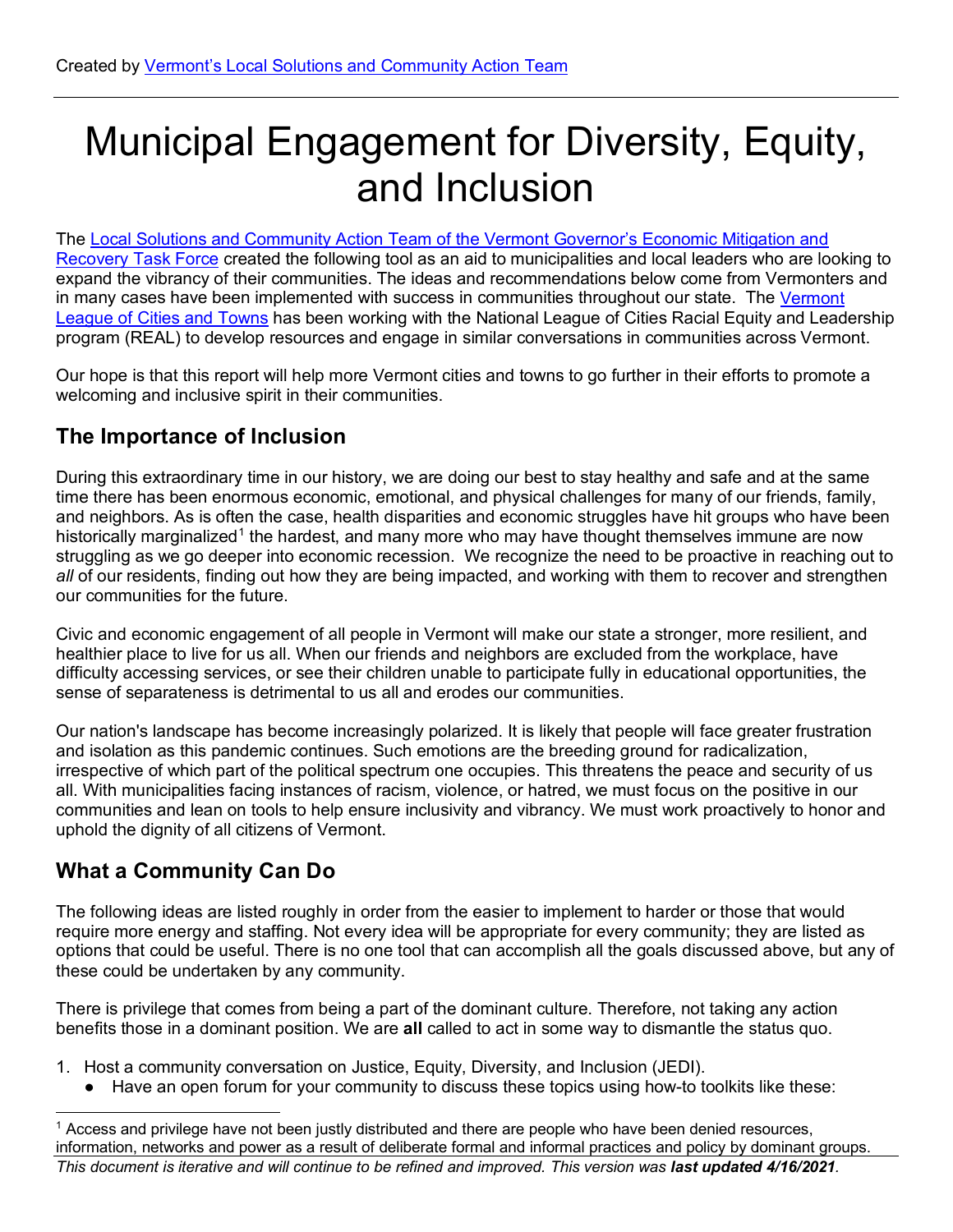Created by [Vermont's Local Solutions and Community Action Team]

# Municipal Engagement for Diversity, Equity, and Inclusion

The Local Solutions and Community Action Team of the Vermont Governor's Economic Mitigation and Recovery Task Force created the following tool as an aid to municipalities and local leaders who are looking to expand the vibrancy of their communities. The ideas and recommendations below come from Vermonters and in many cases have been implemented with success in communities throughout our state. The Vermont League of Cities and Towns has been working with the National League of Cities Racial Equity and Leadership program (REAL) to develop resources and engage in similar conversations in communities across Vermont.

Our hope is that this report will help more Vermont cities and towns to go further in their efforts to promote a welcoming and inclusive spirit in their communities.

## The Importance of Inclusion

During this extraordinary time in our history, we are doing our best to stay healthy and safe and at the same time there has been enormous economic, emotional, and physical challenges for many of our friends, family, and neighbors. As is often the case, health disparities and economic struggles have hit groups who have been historically marginalized[1] the hardest, and many more who may have thought themselves immune are now struggling as we go deeper into economic recession. We recognize the need to be proactive in reaching out to *all* of our residents, finding out how they are being impacted, and working with them to recover and strengthen our communities for the future.

Civic and economic engagement of all people in Vermont will make our state a stronger, more resilient, and healthier place to live for us all. When our friends and neighbors are excluded from the workplace, have difficulty accessing services, or see their children unable to participate fully in educational opportunities, the sense of separateness is detrimental to us all and erodes our communities.

Our nation's landscape has become increasingly polarized. It is likely that people will face greater frustration and isolation as this pandemic continues. Such emotions are the breeding ground for radicalization, irrespective of which part of the political spectrum one occupies. This threatens the peace and security of us all. With municipalities facing instances of racism, violence, or hatred, we must focus on the positive in our communities and lean on tools to help ensure inclusivity and vibrancy. We must work proactively to honor and uphold the dignity of all citizens of Vermont.

## What a Community Can Do

The following ideas are listed roughly in order from the easier to implement to harder or those that would require more energy and staffing. Not every idea will be appropriate for every community; they are listed as options that could be useful. There is no one tool that can accomplish all the goals discussed above, but any of these could be undertaken by any community.

There is privilege that comes from being a part of the dominant culture. Therefore, not taking any action benefits those in a dominant position. We are **all** called to act in some way to dismantle the status quo.

1. Host a community conversation on Justice, Equity, Diversity, and Inclusion (JEDI).
   - Have an open forum for your community to discuss these topics using how-to toolkits like these:

[1] Access and privilege have not been justly distributed and there are people who have been denied resources, information, networks and power as a result of deliberate formal and informal practices and policy by dominant groups.

*This document is iterative and will continue to be refined and improved. This version was* ***last updated 4/16/2021****.*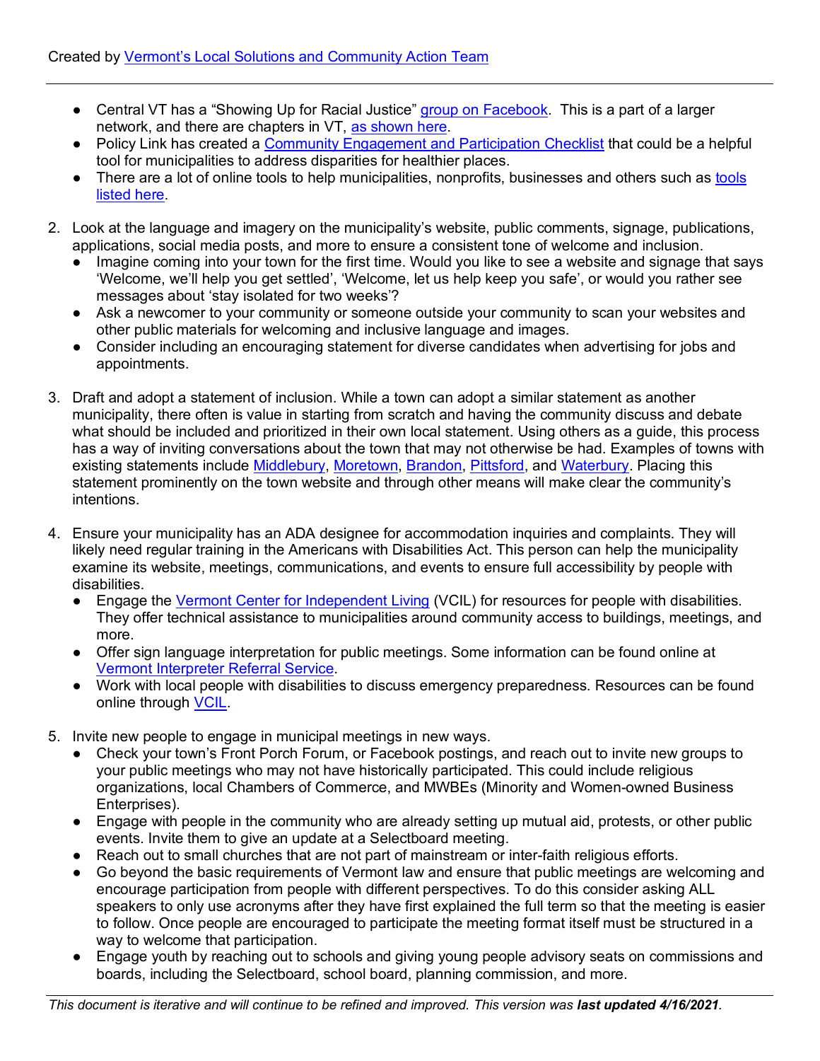- Central VT has a “Showing Up for Racial Justice” group on Facebook. This is a part of a larger network, and there are chapters in VT, as shown here.
- Policy Link has created a Community Engagement and Participation Checklist that could be a helpful tool for municipalities to address disparities for healthier places.
- There are a lot of online tools to help municipalities, nonprofits, businesses and others such as tools listed here.

2. Look at the language and imagery on the municipality’s website, public comments, signage, publications, applications, social media posts, and more to ensure a consistent tone of welcome and inclusion.
   - Imagine coming into your town for the first time. Would you like to see a website and signage that says ‘Welcome, we’ll help you get settled’, ‘Welcome, let us help keep you safe’, or would you rather see messages about ‘stay isolated for two weeks’?
   - Ask a newcomer to your community or someone outside your community to scan your websites and other public materials for welcoming and inclusive language and images.
   - Consider including an encouraging statement for diverse candidates when advertising for jobs and appointments.

3. Draft and adopt a statement of inclusion. While a town can adopt a similar statement as another municipality, there often is value in starting from scratch and having the community discuss and debate what should be included and prioritized in their own local statement. Using others as a guide, this process has a way of inviting conversations about the town that may not otherwise be had. Examples of towns with existing statements include Middlebury, Moretown, Brandon, Pittsford, and Waterbury. Placing this statement prominently on the town website and through other means will make clear the community’s intentions.

4. Ensure your municipality has an ADA designee for accommodation inquiries and complaints. They will likely need regular training in the Americans with Disabilities Act. This person can help the municipality examine its website, meetings, communications, and events to ensure full accessibility by people with disabilities.
   - Engage the Vermont Center for Independent Living (VCIL) for resources for people with disabilities. They offer technical assistance to municipalities around community access to buildings, meetings, and more.
   - Offer sign language interpretation for public meetings. Some information can be found online at Vermont Interpreter Referral Service.
   - Work with local people with disabilities to discuss emergency preparedness. Resources can be found online through VCIL.

5. Invite new people to engage in municipal meetings in new ways.
   - Check your town’s Front Porch Forum, or Facebook postings, and reach out to invite new groups to your public meetings who may not have historically participated. This could include religious organizations, local Chambers of Commerce, and MWBEs (Minority and Women-owned Business Enterprises).
   - Engage with people in the community who are already setting up mutual aid, protests, or other public events. Invite them to give an update at a Selectboard meeting.
   - Reach out to small churches that are not part of mainstream or inter-faith religious efforts.
   - Go beyond the basic requirements of Vermont law and ensure that public meetings are welcoming and encourage participation from people with different perspectives. To do this consider asking ALL speakers to only use acronyms after they have first explained the full term so that the meeting is easier to follow. Once people are encouraged to participate the meeting format itself must be structured in a way to welcome that participation.
   - Engage youth by reaching out to schools and giving young people advisory seats on commissions and boards, including the Selectboard, school board, planning commission, and more.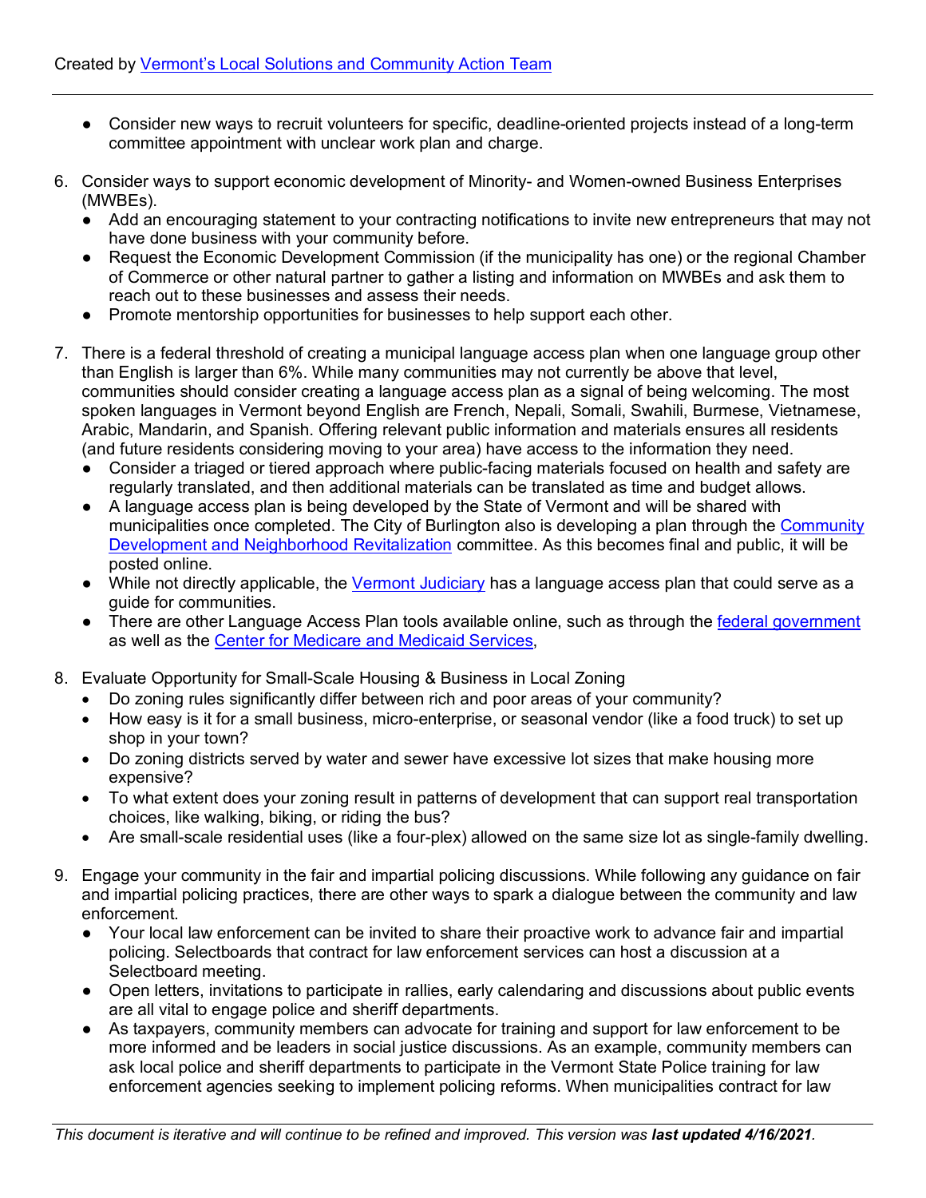- Consider new ways to recruit volunteers for specific, deadline-oriented projects instead of a long-term committee appointment with unclear work plan and charge.

6. Consider ways to support economic development of Minority- and Women-owned Business Enterprises (MWBEs).
   - Add an encouraging statement to your contracting notifications to invite new entrepreneurs that may not have done business with your community before.
   - Request the Economic Development Commission (if the municipality has one) or the regional Chamber of Commerce or other natural partner to gather a listing and information on MWBEs and ask them to reach out to these businesses and assess their needs.
   - Promote mentorship opportunities for businesses to help support each other.

7. There is a federal threshold of creating a municipal language access plan when one language group other than English is larger than 6%. While many communities may not currently be above that level, communities should consider creating a language access plan as a signal of being welcoming. The most spoken languages in Vermont beyond English are French, Nepali, Somali, Swahili, Burmese, Vietnamese, Arabic, Mandarin, and Spanish. Offering relevant public information and materials ensures all residents (and future residents considering moving to your area) have access to the information they need.
   - Consider a triaged or tiered approach where public-facing materials focused on health and safety are regularly translated, and then additional materials can be translated as time and budget allows.
   - A language access plan is being developed by the State of Vermont and will be shared with municipalities once completed. The City of Burlington also is developing a plan through the Community Development and Neighborhood Revitalization committee. As this becomes final and public, it will be posted online.
   - While not directly applicable, the Vermont Judiciary has a language access plan that could serve as a guide for communities.
   - There are other Language Access Plan tools available online, such as through the federal government as well as the Center for Medicare and Medicaid Services,

8. Evaluate Opportunity for Small-Scale Housing & Business in Local Zoning
   - Do zoning rules significantly differ between rich and poor areas of your community?
   - How easy is it for a small business, micro-enterprise, or seasonal vendor (like a food truck) to set up shop in your town?
   - Do zoning districts served by water and sewer have excessive lot sizes that make housing more expensive?
   - To what extent does your zoning result in patterns of development that can support real transportation choices, like walking, biking, or riding the bus?
   - Are small-scale residential uses (like a four-plex) allowed on the same size lot as single-family dwelling.

9. Engage your community in the fair and impartial policing discussions. While following any guidance on fair and impartial policing practices, there are other ways to spark a dialogue between the community and law enforcement.
   - Your local law enforcement can be invited to share their proactive work to advance fair and impartial policing. Selectboards that contract for law enforcement services can host a discussion at a Selectboard meeting.
   - Open letters, invitations to participate in rallies, early calendaring and discussions about public events are all vital to engage police and sheriff departments.
   - As taxpayers, community members can advocate for training and support for law enforcement to be more informed and be leaders in social justice discussions. As an example, community members can ask local police and sheriff departments to participate in the Vermont State Police training for law enforcement agencies seeking to implement policing reforms. When municipalities contract for law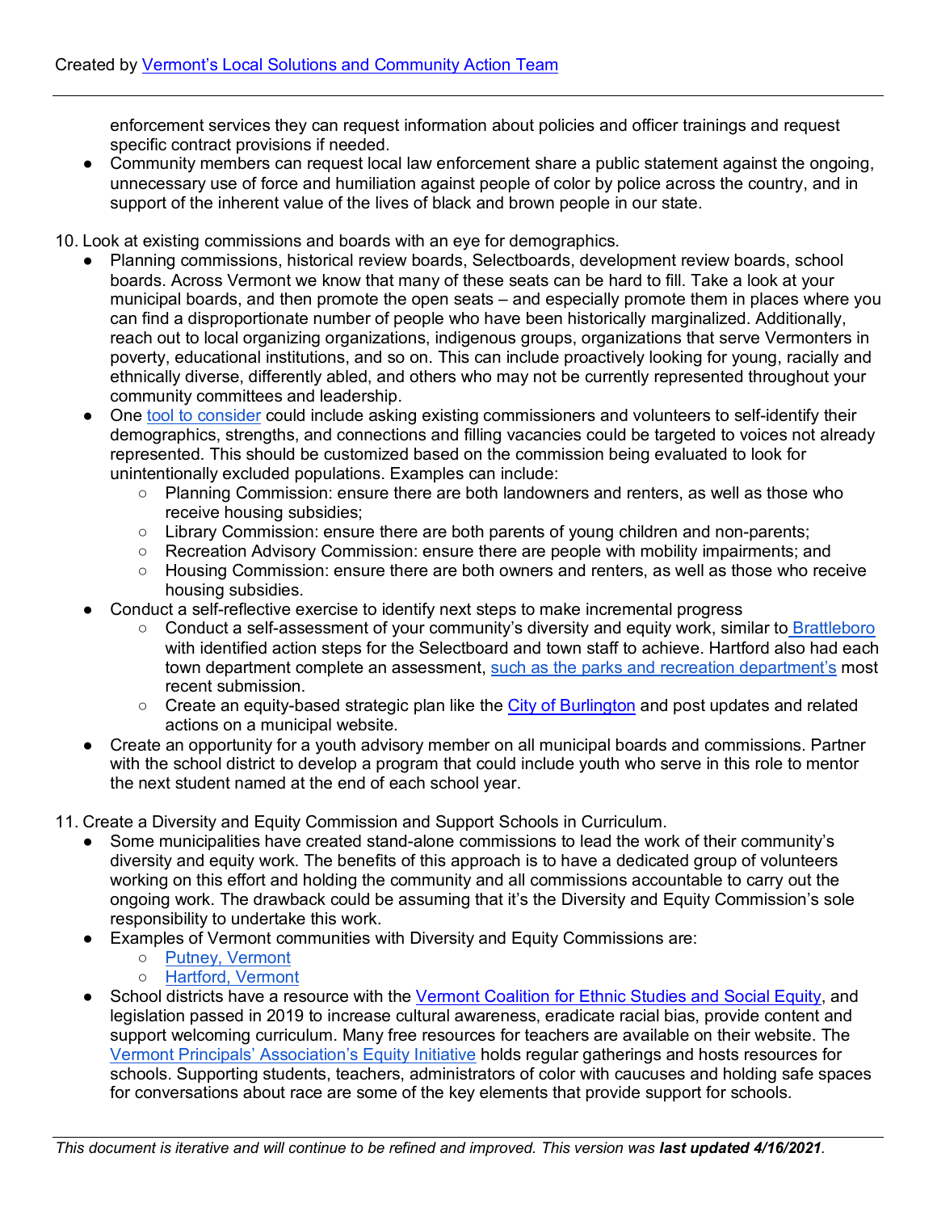enforcement services they can request information about policies and officer trainings and request specific contract provisions if needed.
- Community members can request local law enforcement share a public statement against the ongoing, unnecessary use of force and humiliation against people of color by police across the country, and in support of the inherent value of the lives of black and brown people in our state.

10. Look at existing commissions and boards with an eye for demographics.
    - Planning commissions, historical review boards, Selectboards, development review boards, school boards. Across Vermont we know that many of these seats can be hard to fill. Take a look at your municipal boards, and then promote the open seats – and especially promote them in places where you can find a disproportionate number of people who have been historically marginalized. Additionally, reach out to local organizing organizations, indigenous groups, organizations that serve Vermonters in poverty, educational institutions, and so on. This can include proactively looking for young, racially and ethnically diverse, differently abled, and others who may not be currently represented throughout your community committees and leadership.
    - One tool to consider could include asking existing commissioners and volunteers to self-identify their demographics, strengths, and connections and filling vacancies could be targeted to voices not already represented. This should be customized based on the commission being evaluated to look for unintentionally excluded populations. Examples can include:
        - Planning Commission: ensure there are both landowners and renters, as well as those who receive housing subsidies;
        - Library Commission: ensure there are both parents of young children and non-parents;
        - Recreation Advisory Commission: ensure there are people with mobility impairments; and
        - Housing Commission: ensure there are both owners and renters, as well as those who receive housing subsidies.
    - Conduct a self-reflective exercise to identify next steps to make incremental progress
        - Conduct a self-assessment of your community's diversity and equity work, similar to Brattleboro with identified action steps for the Selectboard and town staff to achieve. Hartford also had each town department complete an assessment, such as the parks and recreation department's most recent submission.
        - Create an equity-based strategic plan like the City of Burlington and post updates and related actions on a municipal website.
    - Create an opportunity for a youth advisory member on all municipal boards and commissions. Partner with the school district to develop a program that could include youth who serve in this role to mentor the next student named at the end of each school year.

11. Create a Diversity and Equity Commission and Support Schools in Curriculum.
    - Some municipalities have created stand-alone commissions to lead the work of their community's diversity and equity work. The benefits of this approach is to have a dedicated group of volunteers working on this effort and holding the community and all commissions accountable to carry out the ongoing work. The drawback could be assuming that it's the Diversity and Equity Commission's sole responsibility to undertake this work.
    - Examples of Vermont communities with Diversity and Equity Commissions are:
        - Putney, Vermont
        - Hartford, Vermont
    - School districts have a resource with the Vermont Coalition for Ethnic Studies and Social Equity, and legislation passed in 2019 to increase cultural awareness, eradicate racial bias, provide content and support welcoming curriculum. Many free resources for teachers are available on their website. The Vermont Principals' Association's Equity Initiative holds regular gatherings and hosts resources for schools. Supporting students, teachers, administrators of color with caucuses and holding safe spaces for conversations about race are some of the key elements that provide support for schools.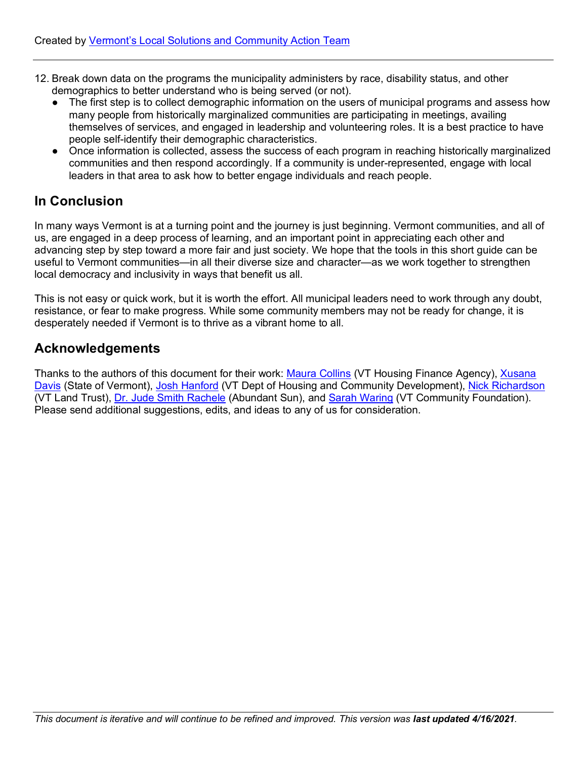12. Break down data on the programs the municipality administers by race, disability status, and other demographics to better understand who is being served (or not).
    - The first step is to collect demographic information on the users of municipal programs and assess how many people from historically marginalized communities are participating in meetings, availing themselves of services, and engaged in leadership and volunteering roles. It is a best practice to have people self-identify their demographic characteristics.
    - Once information is collected, assess the success of each program in reaching historically marginalized communities and then respond accordingly. If a community is under-represented, engage with local leaders in that area to ask how to better engage individuals and reach people.

## In Conclusion

In many ways Vermont is at a turning point and the journey is just beginning. Vermont communities, and all of us, are engaged in a deep process of learning, and an important point in appreciating each other and advancing step by step toward a more fair and just society. We hope that the tools in this short guide can be useful to Vermont communities—in all their diverse size and character—as we work together to strengthen local democracy and inclusivity in ways that benefit us all.

This is not easy or quick work, but it is worth the effort. All municipal leaders need to work through any doubt, resistance, or fear to make progress. While some community members may not be ready for change, it is desperately needed if Vermont is to thrive as a vibrant home to all.

## Acknowledgements

Thanks to the authors of this document for their work: Maura Collins (VT Housing Finance Agency), Xusana Davis (State of Vermont), Josh Hanford (VT Dept of Housing and Community Development), Nick Richardson (VT Land Trust), Dr. Jude Smith Rachele (Abundant Sun), and Sarah Waring (VT Community Foundation). Please send additional suggestions, edits, and ideas to any of us for consideration.

*This document is iterative and will continue to be refined and improved. This version was **last updated 4/16/2021**.*